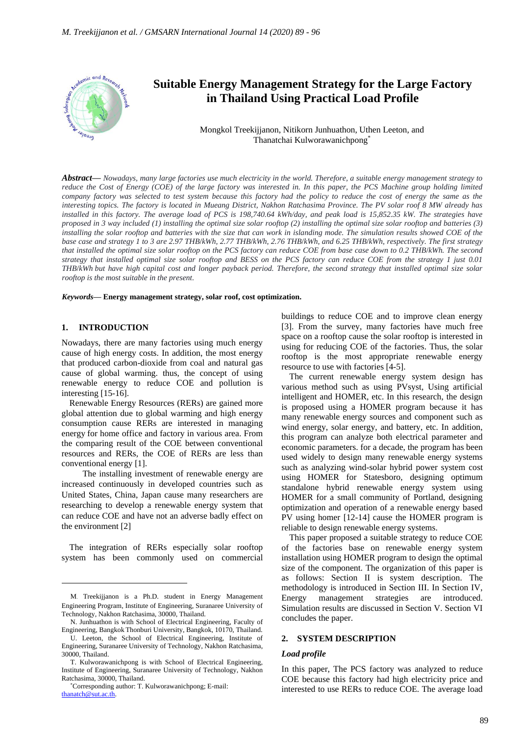# Suitable Energy Management Strategy for the Large Factory in Thailand Using Practical Load Profile

Mongkol Treekijjanon, Nitikorn Junhuathon, Uthen Leeton, and Thanatchai Kulworawanichpong*

***Abstract***— *Nowadays, many large factories use much electricity in the world. Therefore, a suitable energy management strategy to reduce the Cost of Energy (COE) of the large factory was interested in. In this paper, the PCS Machine group holding limited company factory was selected to test system because this factory had the policy to reduce the cost of energy the same as the interesting topics. The factory is located in Mueang District, Nakhon Ratchasima Province. The PV solar roof 8 MW already has installed in this factory. The average load of PCS is 198,740.64 kWh/day, and peak load is 15,852.35 kW. The strategies have proposed in 3 way included (1) installing the optimal size solar rooftop (2) installing the optimal size solar rooftop and batteries (3) installing the solar rooftop and batteries with the size that can work in islanding mode. The simulation results showed COE of the base case and strategy 1 to 3 are 2.97 THB/kWh, 2.77 THB/kWh, 2.76 THB/kWh, and 6.25 THB/kWh, respectively. The first strategy that installed the optimal size solar rooftop on the PCS factory can reduce COE from base case down to 0.2 THB/kWh. The second strategy that installed optimal size solar rooftop and BESS on the PCS factory can reduce COE from the strategy 1 just 0.01 THB/kWh but have high capital cost and longer payback period. Therefore, the second strategy that installed optimal size solar rooftop is the most suitable in the present.*

***Keywords***— **Energy management strategy, solar roof, cost optimization.**

## 1. INTRODUCTION

Nowadays, there are many factories using much energy cause of high energy costs. In addition, the most energy that produced carbon-dioxide from coal and natural gas cause of global warming. thus, the concept of using renewable energy to reduce COE and pollution is interesting [15-16].

Renewable Energy Resources (RERs) are gained more global attention due to global warming and high energy consumption cause RERs are interested in managing energy for home office and factory in various area. From the comparing result of the COE between conventional resources and RERs, the COE of RERs are less than conventional energy [1].

The installing investment of renewable energy are increased continuously in developed countries such as United States, China, Japan cause many researchers are researching to develop a renewable energy system that can reduce COE and have not an adverse badly effect on the environment [2]

The integration of RERs especially solar rooftop system has been commonly used on commercial buildings to reduce COE and to improve clean energy [3]. From the survey, many factories have much free space on a rooftop cause the solar rooftop is interested in using for reducing COE of the factories. Thus, the solar rooftop is the most appropriate renewable energy resource to use with factories [4-5].

The current renewable energy system design has various method such as using PVsyst, Using artificial intelligent and HOMER, etc. In this research, the design is proposed using a HOMER program because it has many renewable energy sources and component such as wind energy, solar energy, and battery, etc. In addition, this program can analyze both electrical parameter and economic parameters. for a decade, the program has been used widely to design many renewable energy systems such as analyzing wind-solar hybrid power system cost using HOMER for Statesboro, designing optimum standalone hybrid renewable energy system using HOMER for a small community of Portland, designing optimization and operation of a renewable energy based PV using homer [12-14] cause the HOMER program is reliable to design renewable energy systems.

This paper proposed a suitable strategy to reduce COE of the factories base on renewable energy system installation using HOMER program to design the optimal size of the component. The organization of this paper is as follows: Section II is system description. The methodology is introduced in Section III. In Section IV, Energy management strategies are introduced. Simulation results are discussed in Section V. Section VI concludes the paper.

## 2. SYSTEM DESCRIPTION

### *Load profile*

In this paper, The PCS factory was analyzed to reduce COE because this factory had high electricity price and interested to use RERs to reduce COE. The average load

---

M. Treekijjanon is a Ph.D. student in Energy Management Engineering Program, Institute of Engineering, Suranaree University of Technology, Nakhon Ratchasima, 30000, Thailand.

N. Junhuathon is with School of Electrical Engineering, Faculty of Engineering, Bangkok Thonburi University, Bangkok, 10170, Thailand.

U. Leeton, the School of Electrical Engineering, Institute of Engineering, Suranaree University of Technology, Nakhon Ratchasima, 30000, Thailand.

T. Kulworawanichpong is with School of Electrical Engineering, Institute of Engineering, Suranaree University of Technology, Nakhon Ratchasima, 30000, Thailand.

*Corresponding author: T. Kulworawanichpong; E-mail: thanatch@sut.ac.th.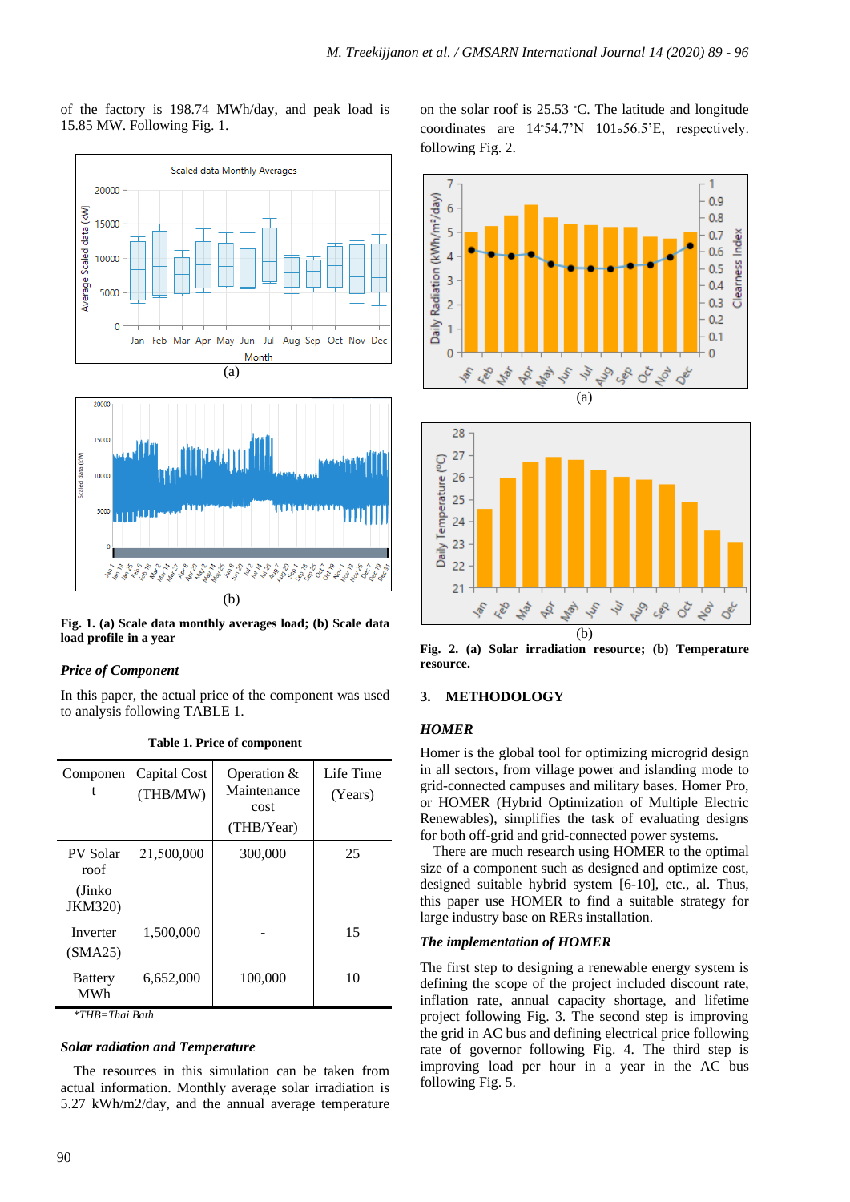of the factory is 198.74 MWh/day, and peak load is 15.85 MW. Following Fig. 1.

(a)

(b)

**Fig. 1. (a) Scale data monthly averages load; (b) Scale data load profile in a year**

### *Price of Component*

In this paper, the actual price of the component was used to analysis following TABLE 1.

**Table 1. Price of component**

| Component | Capital Cost (THB/MW) | Operation & Maintenance cost (THB/Year) | Life Time (Years) |
|---|---|---|---|
| PV Solar roof (Jinko JKM320) | 21,500,000 | 300,000 | 25 |
| Inverter (SMA25) | 1,500,000 | - | 15 |
| Battery MWh | 6,652,000 | 100,000 | 10 |

*THB=Thai Bath

### *Solar radiation and Temperature*

The resources in this simulation can be taken from actual information. Monthly average solar irradiation is 5.27 kWh/m2/day, and the annual average temperature on the solar roof is 25.53 °C. The latitude and longitude coordinates are 14°54.7'N 101°56.5'E, respectively. following Fig. 2.

(a)

(b)

**Fig. 2. (a) Solar irradiation resource; (b) Temperature resource.**

## 3. METHODOLOGY

### *HOMER*

Homer is the global tool for optimizing microgrid design in all sectors, from village power and islanding mode to grid-connected campuses and military bases. Homer Pro, or HOMER (Hybrid Optimization of Multiple Electric Renewables), simplifies the task of evaluating designs for both off-grid and grid-connected power systems.

There are much research using HOMER to the optimal size of a component such as designed and optimize cost, designed suitable hybrid system [6-10], etc., al. Thus, this paper use HOMER to find a suitable strategy for large industry base on RERs installation.

### *The implementation of HOMER*

The first step to designing a renewable energy system is defining the scope of the project included discount rate, inflation rate, annual capacity shortage, and lifetime project following Fig. 3. The second step is improving the grid in AC bus and defining electrical price following rate of governor following Fig. 4. The third step is improving load per hour in a year in the AC bus following Fig. 5.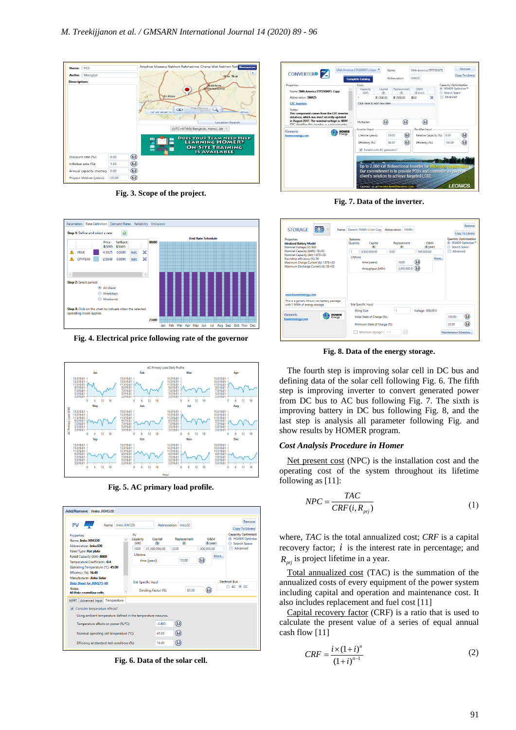Fig. 3. Scope of the project.

Fig. 4. Electrical price following rate of the governor

Fig. 5. AC primary load profile.

Fig. 6. Data of the solar cell.

Fig. 7. Data of the inverter.

Fig. 8. Data of the energy storage.

The fourth step is improving solar cell in DC bus and defining data of the solar cell following Fig. 6. The fifth step is improving inverter to convert generated power from DC bus to AC bus following Fig. 7. The sixth is improving battery in DC bus following Fig. 8, and the last step is analysis all parameter following Fig. and show results by HOMER program.

### *Cost Analysis Procedure in Homer*

Net present cost (NPC) is the installation cost and the operating cost of the system throughout its lifetime following as [11]:

$$NPC = \frac{TAC}{CRF(i, R_{prj})} \tag{1}$$

where, *TAC* is the total annualized cost; *CRF* is a capital recovery factor; $i$ is the interest rate in percentage; and $R_{prj}$ is project lifetime in a year.

Total annualized cost (TAC) is the summation of the annualized costs of every equipment of the power system including capital and operation and maintenance cost. It also includes replacement and fuel cost [11]

Capital recovery factor (CRF) is a ratio that is used to calculate the present value of a series of equal annual cash flow [11]

$$CRF = \frac{i \times (1+i)^n}{(1+i)^{n-1}} \tag{2}$$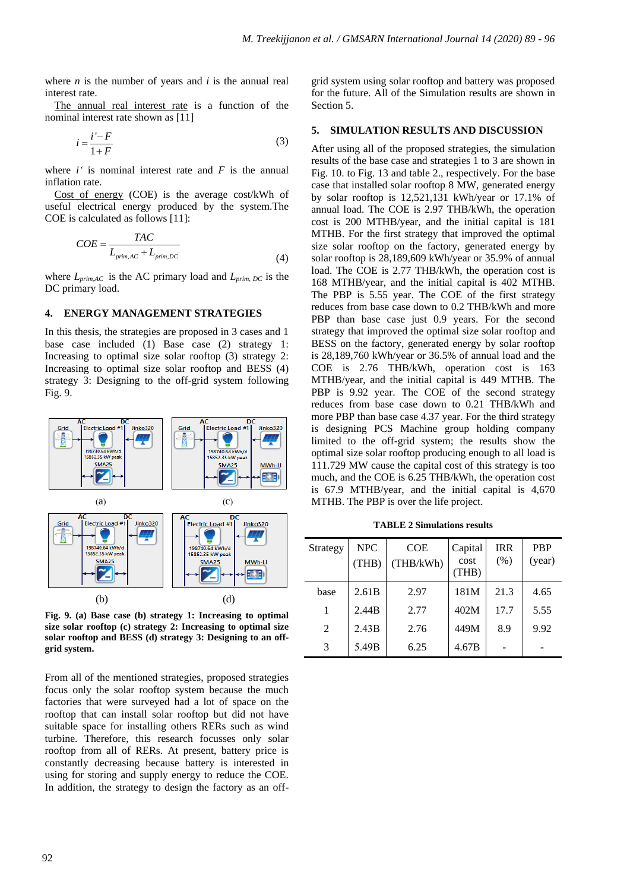where $n$ is the number of years and $i$ is the annual real interest rate.

The annual real interest rate is a function of the nominal interest rate shown as [11]

$$i = \frac{i' - F}{1 + F} \tag{3}$$

where $i'$ is nominal interest rate and $F$ is the annual inflation rate.

Cost of energy (COE) is the average cost/kWh of useful electrical energy produced by the system.The COE is calculated as follows [11]:

$$COE = \frac{TAC}{L_{prim,AC} + L_{prim,DC}} \tag{4}$$

where $L_{prim,AC}$ is the AC primary load and $L_{prim,DC}$ is the DC primary load.

## 4. ENERGY MANAGEMENT STRATEGIES

In this thesis, the strategies are proposed in 3 cases and 1 base case included (1) Base case (2) strategy 1: Increasing to optimal size solar rooftop (3) strategy 2: Increasing to optimal size solar rooftop and BESS (4) strategy 3: Designing to the off-grid system following Fig. 9.

**Fig. 9. (a) Base case (b) strategy 1: Increasing to optimal size solar rooftop (c) strategy 2: Increasing to optimal size solar rooftop and BESS (d) strategy 3: Designing to an off-grid system.**

From all of the mentioned strategies, proposed strategies focus only the solar rooftop system because the much factories that were surveyed had a lot of space on the rooftop that can install solar rooftop but did not have suitable space for installing others RERs such as wind turbine. Therefore, this research focusses only solar rooftop from all of RERs. At present, battery price is constantly decreasing because battery is interested in using for storing and supply energy to reduce the COE. In addition, the strategy to design the factory as an off-grid system using solar rooftop and battery was proposed for the future. All of the Simulation results are shown in Section 5.

## 5. SIMULATION RESULTS AND DISCUSSION

After using all of the proposed strategies, the simulation results of the base case and strategies 1 to 3 are shown in Fig. 10. to Fig. 13 and table 2., respectively. For the base case that installed solar rooftop 8 MW, generated energy by solar rooftop is 12,521,131 kWh/year or 17.1% of annual load. The COE is 2.97 THB/kWh, the operation cost is 200 MTHB/year, and the initial capital is 181 MTHB. For the first strategy that improved the optimal size solar rooftop on the factory, generated energy by solar rooftop is 28,189,609 kWh/year or 35.9% of annual load. The COE is 2.77 THB/kWh, the operation cost is 168 MTHB/year, and the initial capital is 402 MTHB. The PBP is 5.55 year. The COE of the first strategy reduces from base case down to 0.2 THB/kWh and more PBP than base case just 0.9 years. For the second strategy that improved the optimal size solar rooftop and BESS on the factory, generated energy by solar rooftop is 28,189,760 kWh/year or 36.5% of annual load and the COE is 2.76 THB/kWh, operation cost is 163 MTHB/year, and the initial capital is 449 MTHB. The PBP is 9.92 year. The COE of the second strategy reduces from base case down to 0.21 THB/kWh and more PBP than base case 4.37 year. For the third strategy is designing PCS Machine group holding company limited to the off-grid system; the results show the optimal size solar rooftop producing enough to all load is 111.729 MW cause the capital cost of this strategy is too much, and the COE is 6.25 THB/kWh, the operation cost is 67.9 MTHB/year, and the initial capital is 4,670 MTHB. The PBP is over the life project.

**TABLE 2 Simulations results**

| Strategy | NPC (THB) | COE (THB/kWh) | Capital cost (THB) | IRR (%) | PBP (year) |
|---|---|---|---|---|---|
| base | 2.61B | 2.97 | 181M | 21.3 | 4.65 |
| 1 | 2.44B | 2.77 | 402M | 17.7 | 5.55 |
| 2 | 2.43B | 2.76 | 449M | 8.9 | 9.92 |
| 3 | 5.49B | 6.25 | 4.67B | - | - |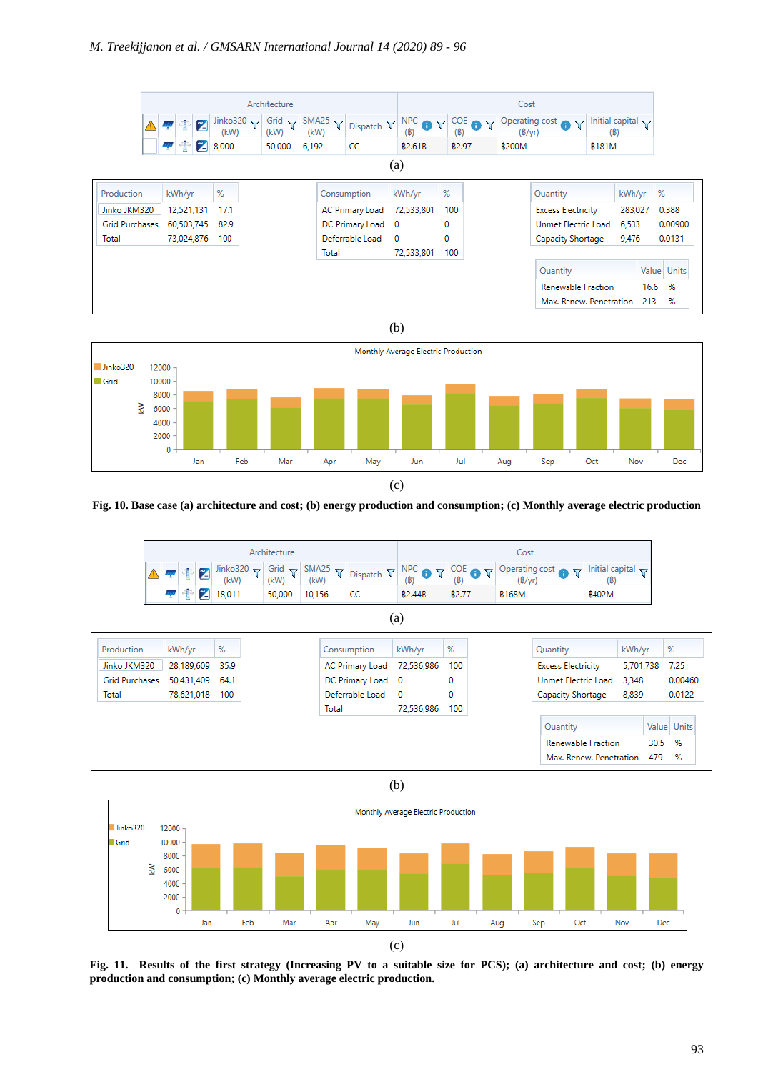| Architecture | | | | | | | Cost | | | |
|---|---|---|---|---|---|---|---|---|---|---|
| | | | Jinko320 (kW) | Grid (kW) | SMA25 (kW) | Dispatch | NPC (฿) | COE (฿) | Operating cost (฿/yr) | Initial capital (฿) |
| | | | 8,000 | 50,000 | 6,192 | CC | ฿2.61B | ฿2.97 | ฿200M | ฿181M |

(a)

| Production | kWh/yr | % |
|---|---|---|
| Jinko JKM320 | 12,521,131 | 17.1 |
| Grid Purchases | 60,503,745 | 82.9 |
| Total | 73,024,876 | 100 |

| Consumption | kWh/yr | % |
|---|---|---|
| AC Primary Load | 72,533,801 | 100 |
| DC Primary Load | 0 | 0 |
| Deferrable Load | 0 | 0 |
| Total | 72,533,801 | 100 |

| Quantity | kWh/yr | % |
|---|---|---|
| Excess Electricity | 283,027 | 0.388 |
| Unmet Electric Load | 6,533 | 0.00900 |
| Capacity Shortage | 9,476 | 0.0131 |

| Quantity | Value | Units |
|---|---|---|
| Renewable Fraction | 16.6 | % |
| Max. Renew. Penetration | 213 | % |

(b)

(c)

**Fig. 10. Base case (a) architecture and cost; (b) energy production and consumption; (c) Monthly average electric production**

| Architecture | | | | | | | Cost | | | |
|---|---|---|---|---|---|---|---|---|---|---|
| | | | Jinko320 (kW) | Grid (kW) | SMA25 (kW) | Dispatch | NPC (฿) | COE (฿) | Operating cost (฿/yr) | Initial capital (฿) |
| | | | 18,011 | 50,000 | 10,156 | CC | ฿2.44B | ฿2.77 | ฿168M | ฿402M |

(a)

| Production | kWh/yr | % |
|---|---|---|
| Jinko JKM320 | 28,189,609 | 35.9 |
| Grid Purchases | 50,431,409 | 64.1 |
| Total | 78,621,018 | 100 |

| Consumption | kWh/yr | % |
|---|---|---|
| AC Primary Load | 72,536,986 | 100 |
| DC Primary Load | 0 | 0 |
| Deferrable Load | 0 | 0 |
| Total | 72,536,986 | 100 |

| Quantity | kWh/yr | % |
|---|---|---|
| Excess Electricity | 5,701,738 | 7.25 |
| Unmet Electric Load | 3,348 | 0.00460 |
| Capacity Shortage | 8,839 | 0.0122 |

| Quantity | Value | Units |
|---|---|---|
| Renewable Fraction | 30.5 | % |
| Max. Renew. Penetration | 479 | % |

(b)

(c)

**Fig. 11. Results of the first strategy (Increasing PV to a suitable size for PCS); (a) architecture and cost; (b) energy production and consumption; (c) Monthly average electric production.**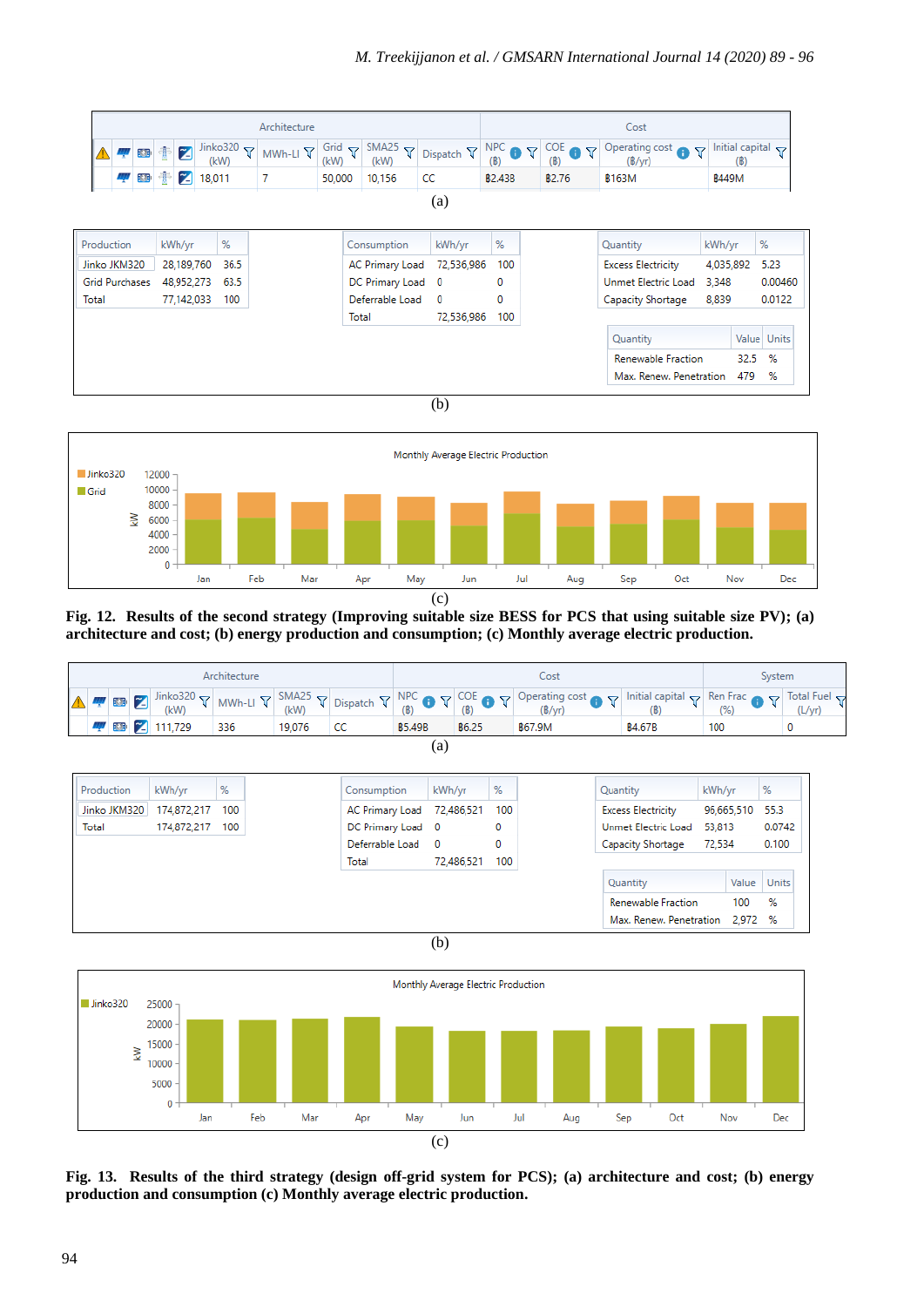| Architecture | | | | | | | | | | Cost | | | |
|---|---|---|---|---|---|---|---|---|---|---|---|---|---|
| | | | | | Jinko320 (kW) | MWh-LI | Grid (kW) | SMA25 (kW) | Dispatch | NPC (฿) | COE (฿) | Operating cost (฿/yr) | Initial capital (฿) |
| | | | | | 18,011 | 7 | 50,000 | 10,156 | CC | ฿2.43B | ฿2.76 | ฿163M | ฿449M |

(a)

| Production | kWh/yr | % |
|---|---|---|
| Jinko JKM320 | 28,189,760 | 36.5 |
| Grid Purchases | 48,952,273 | 63.5 |
| Total | 77,142,033 | 100 |

| Consumption | kWh/yr | % |
|---|---|---|
| AC Primary Load | 72,536,986 | 100 |
| DC Primary Load | 0 | 0 |
| Deferrable Load | 0 | 0 |
| Total | 72,536,986 | 100 |

| Quantity | kWh/yr | % |
|---|---|---|
| Excess Electricity | 4,035,892 | 5.23 |
| Unmet Electric Load | 3,348 | 0.00460 |
| Capacity Shortage | 8,839 | 0.0122 |

| Quantity | Value | Units |
|---|---|---|
| Renewable Fraction | 32.5 | % |
| Max. Renew. Penetration | 479 | % |

(b)

(c)

**Fig. 12. Results of the second strategy (Improving suitable size BESS for PCS that using suitable size PV); (a) architecture and cost; (b) energy production and consumption; (c) Monthly average electric production.**

| Architecture | | | | | | | | Cost | | | | System | |
|---|---|---|---|---|---|---|---|---|---|---|---|---|---|
| | | | Jinko320 (kW) | MWh-LI | SMA25 (kW) | Dispatch | | NPC (฿) | COE (฿) | Operating cost (฿/yr) | Initial capital (฿) | Ren Frac (%) | Total Fuel (L/yr) |
| | | | 111,729 | 336 | 19,076 | CC | | ฿5.49B | ฿6.25 | ฿67.9M | ฿4.67B | 100 | 0 |

(a)

| Production | kWh/yr | % |
|---|---|---|
| Jinko JKM320 | 174,872,217 | 100 |
| Total | 174,872,217 | 100 |

| Consumption | kWh/yr | % |
|---|---|---|
| AC Primary Load | 72,486,521 | 100 |
| DC Primary Load | 0 | 0 |
| Deferrable Load | 0 | 0 |
| Total | 72,486,521 | 100 |

| Quantity | kWh/yr | % |
|---|---|---|
| Excess Electricity | 96,665,510 | 55.3 |
| Unmet Electric Load | 53,813 | 0.0742 |
| Capacity Shortage | 72,534 | 0.100 |

| Quantity | Value | Units |
|---|---|---|
| Renewable Fraction | 100 | % |
| Max. Renew. Penetration | 2,972 | % |

(b)

(c)

**Fig. 13. Results of the third strategy (design off-grid system for PCS); (a) architecture and cost; (b) energy production and consumption (c) Monthly average electric production.**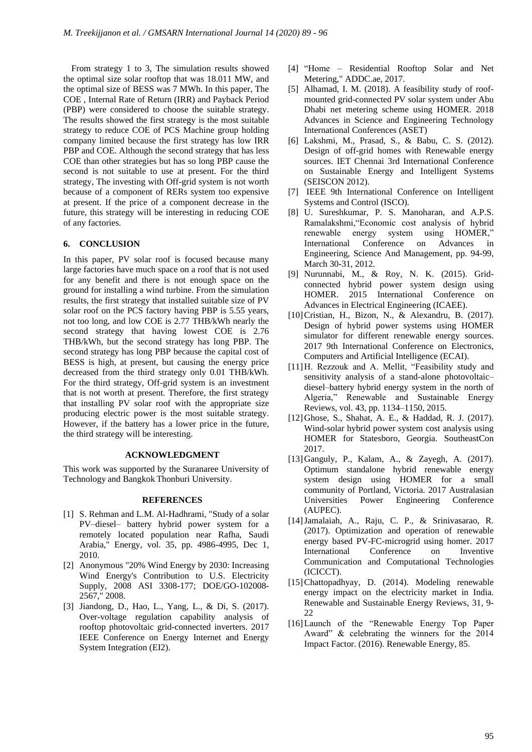From strategy 1 to 3, The simulation results showed the optimal size solar rooftop that was 18.011 MW, and the optimal size of BESS was 7 MWh. In this paper, The COE , Internal Rate of Return (IRR) and Payback Period (PBP) were considered to choose the suitable strategy. The results showed the first strategy is the most suitable strategy to reduce COE of PCS Machine group holding company limited because the first strategy has low IRR PBP and COE. Although the second strategy that has less COE than other strategies but has so long PBP cause the second is not suitable to use at present. For the third strategy, The investing with Off-grid system is not worth because of a component of RERs system too expensive at present. If the price of a component decrease in the future, this strategy will be interesting in reducing COE of any factories.

## 6. CONCLUSION

In this paper, PV solar roof is focused because many large factories have much space on a roof that is not used for any benefit and there is not enough space on the ground for installing a wind turbine. From the simulation results, the first strategy that installed suitable size of PV solar roof on the PCS factory having PBP is 5.55 years, not too long, and low COE is 2.77 THB/kWh nearly the second strategy that having lowest COE is 2.76 THB/kWh, but the second strategy has long PBP. The second strategy has long PBP because the capital cost of BESS is high, at present, but causing the energy price decreased from the third strategy only 0.01 THB/kWh. For the third strategy, Off-grid system is an investment that is not worth at present. Therefore, the first strategy that installing PV solar roof with the appropriate size producing electric power is the most suitable strategy. However, if the battery has a lower price in the future, the third strategy will be interesting.

## ACKNOWLEDGMENT

This work was supported by the Suranaree University of Technology and Bangkok Thonburi University.

## REFERENCES

[1] S. Rehman and L.M. Al-Hadhrami, "Study of a solar PV–diesel– battery hybrid power system for a remotely located population near Rafha, Saudi Arabia," Energy, vol. 35, pp. 4986-4995, Dec 1, 2010.

[2] Anonymous "20% Wind Energy by 2030: Increasing Wind Energy's Contribution to U.S. Electricity Supply, 2008 ASI 3308-177; DOE/GO-102008-2567," 2008.

[3] Jiandong, D., Hao, L., Yang, L., & Di, S. (2017). Over-voltage regulation capability analysis of rooftop photovoltaic grid-connected inverters. 2017 IEEE Conference on Energy Internet and Energy System Integration (EI2).

[4] "Home – Residential Rooftop Solar and Net Metering," ADDC.ae, 2017.

[5] Alhamad, I. M. (2018). A feasibility study of roof-mounted grid-connected PV solar system under Abu Dhabi net metering scheme using HOMER. 2018 Advances in Science and Engineering Technology International Conferences (ASET)

[6] Lakshmi, M., Prasad, S., & Babu, C. S. (2012). Design of off-grid homes with Renewable energy sources. IET Chennai 3rd International Conference on Sustainable Energy and Intelligent Systems (SEISCON 2012).

[7] IEEE 9th International Conference on Intelligent Systems and Control (ISCO).

[8] U. Sureshkumar, P. S. Manoharan, and A.P.S. Ramalakshmi,"Economic cost analysis of hybrid renewable energy system using HOMER," International Conference on Advances in Engineering, Science And Management, pp. 94-99, March 30-31, 2012.

[9] Nurunnabi, M., & Roy, N. K. (2015). Grid-connected hybrid power system design using HOMER. 2015 International Conference on Advances in Electrical Engineering (ICAEE).

[10] Cristian, H., Bizon, N., & Alexandru, B. (2017). Design of hybrid power systems using HOMER simulator for different renewable energy sources. 2017 9th International Conference on Electronics, Computers and Artificial Intelligence (ECAI).

[11] H. Rezzouk and A. Mellit, "Feasibility study and sensitivity analysis of a stand-alone photovoltaic–diesel–battery hybrid energy system in the north of Algeria," Renewable and Sustainable Energy Reviews, vol. 43, pp. 1134–1150, 2015.

[12] Ghose, S., Shahat, A. E., & Haddad, R. J. (2017). Wind-solar hybrid power system cost analysis using HOMER for Statesboro, Georgia. SoutheastCon 2017.

[13] Ganguly, P., Kalam, A., & Zayegh, A. (2017). Optimum standalone hybrid renewable energy system design using HOMER for a small community of Portland, Victoria. 2017 Australasian Universities Power Engineering Conference (AUPEC).

[14] Jamalaiah, A., Raju, C. P., & Srinivasarao, R. (2017). Optimization and operation of renewable energy based PV-FC-microgrid using homer. 2017 International Conference on Inventive Communication and Computational Technologies (ICICCT).

[15] Chattopadhyay, D. (2014). Modeling renewable energy impact on the electricity market in India. Renewable and Sustainable Energy Reviews, 31, 9-22

[16] Launch of the "Renewable Energy Top Paper Award" & celebrating the winners for the 2014 Impact Factor. (2016). Renewable Energy, 85.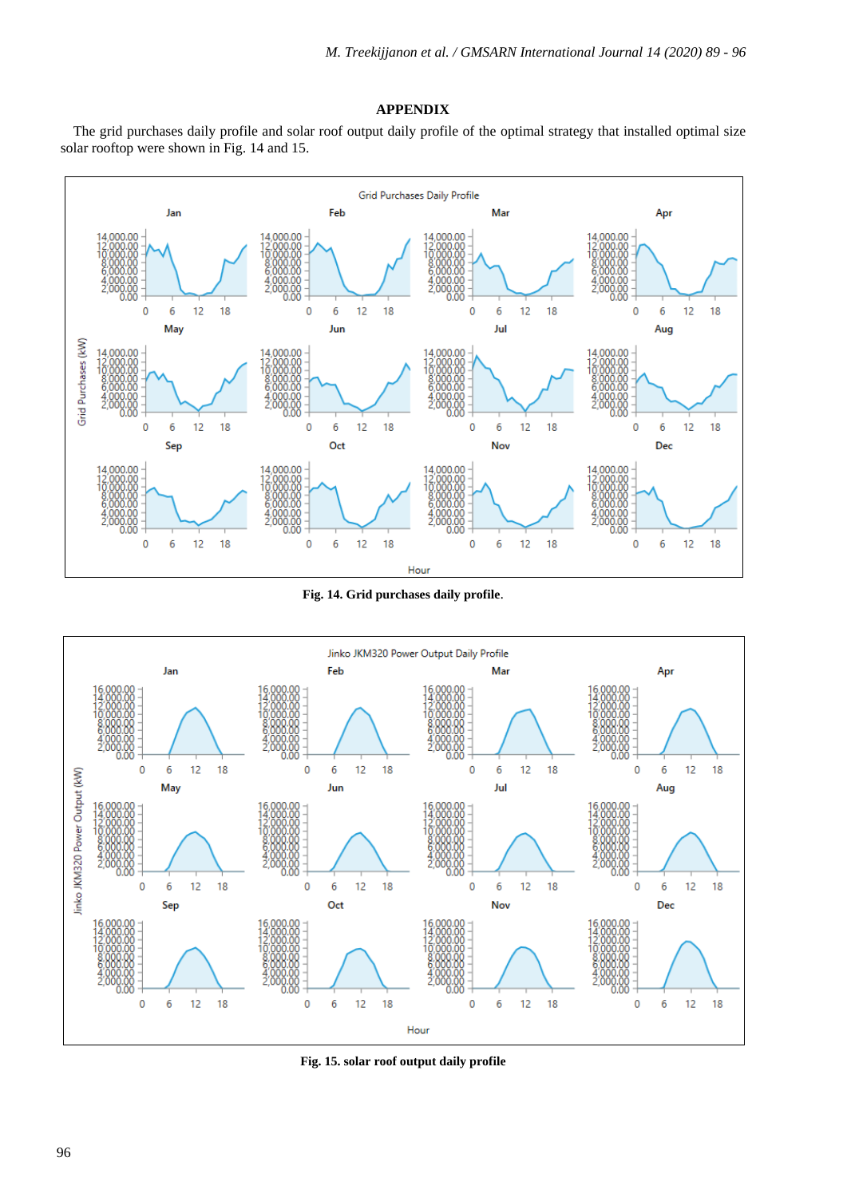## APPENDIX

The grid purchases daily profile and solar roof output daily profile of the optimal strategy that installed optimal size solar rooftop were shown in Fig. 14 and 15.

Grid Purchases Daily Profile

Grid Purchases (kW)

Jan, Feb, Mar, Apr, May, Jun, Jul, Aug, Sep, Oct, Nov, Dec

14,000.00
12,000.00
10,000.00
8,000.00
6,000.00
4,000.00
2,000.00
0.00

0 6 12 18

Hour

**Fig. 14. Grid purchases daily profile**.

Jinko JKM320 Power Output Daily Profile

Jinko JKM320 Power Output (kW)

Jan, Feb, Mar, Apr, May, Jun, Jul, Aug, Sep, Oct, Nov, Dec

16,000.00
14,000.00
12,000.00
10,000.00
8,000.00
6,000.00
4,000.00
2,000.00
0.00

0 6 12 18

Hour

**Fig. 15. solar roof output daily profile**